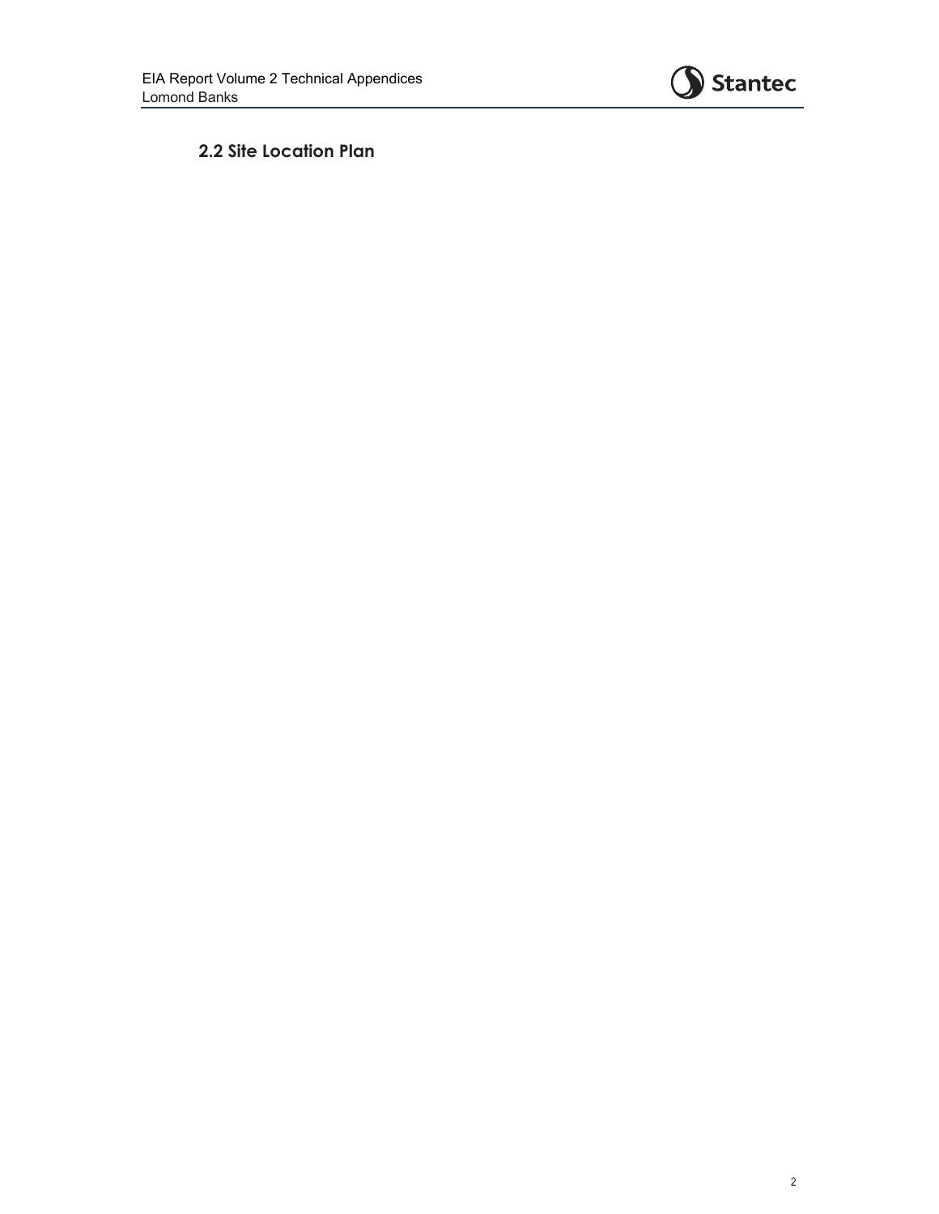## 2.2 Site Location Plan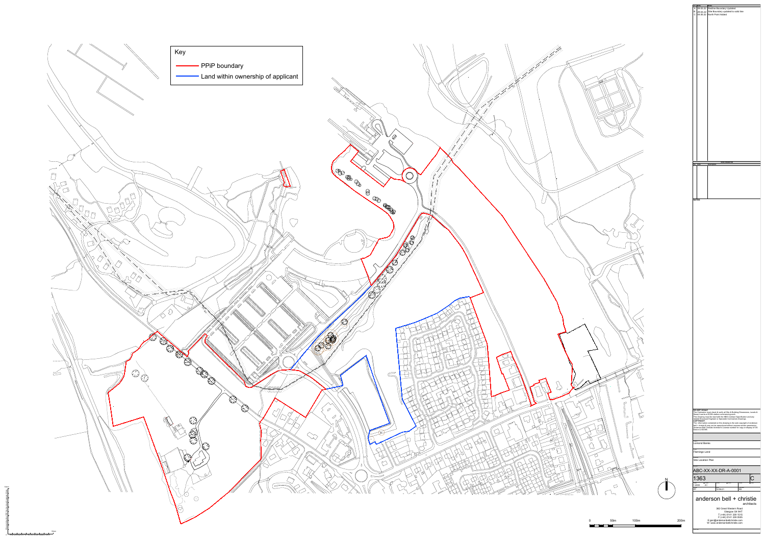## Key

PPiP boundary

Land within ownership of applicant

| Rev | Date | Notes |
|---|---|---|
| A | 08.03.22 | Redline Boundary Updated |
| B | 29.04.22 | Site Boundary updated to solid line |
| C | 04.05.22 | North Point Added |

NOTES

**DO NOT SCALE**

The Contractor must check & verify all Site & Building Dimensions, Levels & Sewer Inverts at DOB's before commencing work.

This Drawing must be read with the NBS Contract Specification and any related Structural Engineer or Specialist Contractors Drawings.

**COPYRIGHT**

The information contained on this drawing is the sole copyright of anderson bell + christie & may not be reproduced without express written permission. Anderson Bell Christie Architect's License number for copy or display of OS Data is LIG0180.

Lomond Banks

Flamingo Land

Site Location Plan

ABC-XX-XX-DR-A-0001

1363

C

1:2000 A1

RP 10/09/21 RS

anderson bell + christie
architects

382 Great Western Road
Glasgow G4 9HT
T: (+44) 0141 339 1515
F: (+44) 0141 339 0505
E: gen@andersonbellchristie.com
W: www.andersonbellchristie.com

N

0 50m 100m 200m